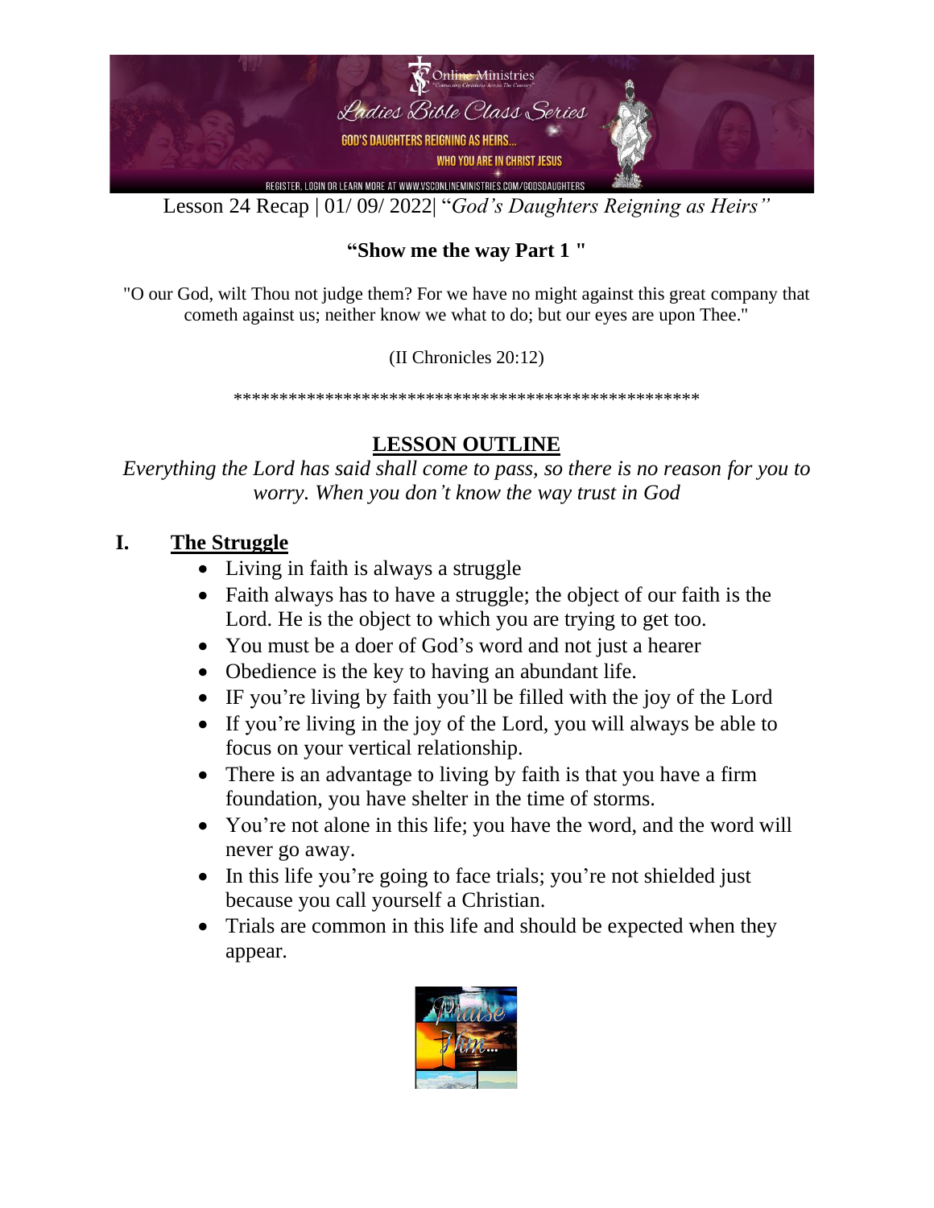Lesson 24 Recap | 01/ 09/ 2022| "*God's Daughters Reigning as Heirs"*

## "Show me the way Part 1 "

"O our God, wilt Thou not judge them? For we have no might against this great company that cometh against us; neither know we what to do; but our eyes are upon Thee."

(II Chronicles 20:12)

\*\*\*\*\*\*\*\*\*\*\*\*\*\*\*\*\*\*\*\*\*\*\*\*\*\*\*\*\*\*\*\*\*\*\*\*\*\*\*\*\*\*\*\*\*\*\*\*\*\*\*\*\*\*

## LESSON OUTLINE

*Everything the Lord has said shall come to pass, so there is no reason for you to worry. When you don't know the way trust in God*

### I. The Struggle

- Living in faith is always a struggle
- Faith always has to have a struggle; the object of our faith is the Lord. He is the object to which you are trying to get too.
- You must be a doer of God's word and not just a hearer
- Obedience is the key to having an abundant life.
- IF you're living by faith you'll be filled with the joy of the Lord
- If you're living in the joy of the Lord, you will always be able to focus on your vertical relationship.
- There is an advantage to living by faith is that you have a firm foundation, you have shelter in the time of storms.
- You're not alone in this life; you have the word, and the word will never go away.
- In this life you're going to face trials; you're not shielded just because you call yourself a Christian.
- Trials are common in this life and should be expected when they appear.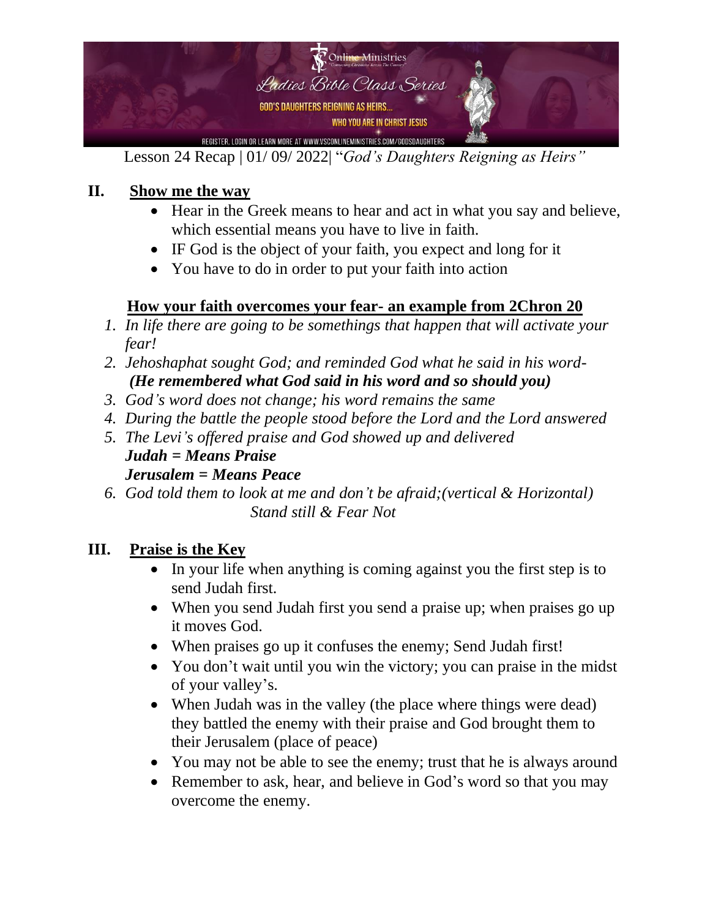Lesson 24 Recap | 01/ 09/ 2022| "*God's Daughters Reigning as Heirs"*

## II. Show me the way

- Hear in the Greek means to hear and act in what you say and believe, which essential means you have to live in faith.
- IF God is the object of your faith, you expect and long for it
- You have to do in order to put your faith into action

### How your faith overcomes your fear- an example from 2Chron 20

1. *In life there are going to be somethings that happen that will activate your fear!*
2. *Jehoshaphat sought God; and reminded God what he said in his word-* ***(He remembered what God said in his word and so should you)***
3. *God's word does not change; his word remains the same*
4. *During the battle the people stood before the Lord and the Lord answered*
5. *The Levi's offered praise and God showed up and delivered*
   ***Judah = Means Praise***
   ***Jerusalem = Means Peace***
6. *God told them to look at me and don't be afraid;(vertical & Horizontal)*
   *Stand still & Fear Not*

## III. Praise is the Key

- In your life when anything is coming against you the first step is to send Judah first.
- When you send Judah first you send a praise up; when praises go up it moves God.
- When praises go up it confuses the enemy; Send Judah first!
- You don't wait until you win the victory; you can praise in the midst of your valley's.
- When Judah was in the valley (the place where things were dead) they battled the enemy with their praise and God brought them to their Jerusalem (place of peace)
- You may not be able to see the enemy; trust that he is always around
- Remember to ask, hear, and believe in God's word so that you may overcome the enemy.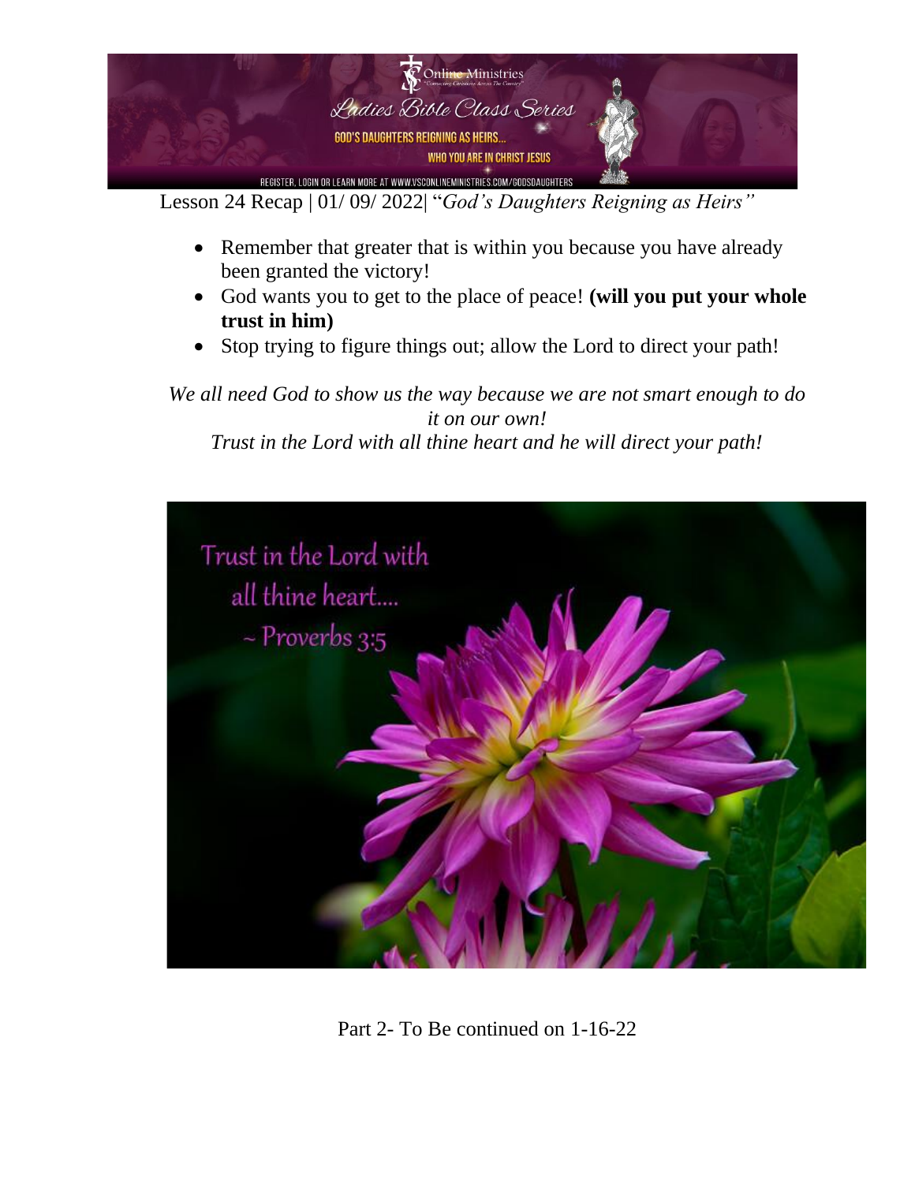Lesson 24 Recap | 01/ 09/ 2022| "*God's Daughters Reigning as Heirs"*

- Remember that greater that is within you because you have already been granted the victory!
- God wants you to get to the place of peace! **(will you put your whole trust in him)**
- Stop trying to figure things out; allow the Lord to direct your path!

*We all need God to show us the way because we are not smart enough to do it on our own!*
*Trust in the Lord with all thine heart and he will direct your path!*

Part 2- To Be continued on 1-16-22